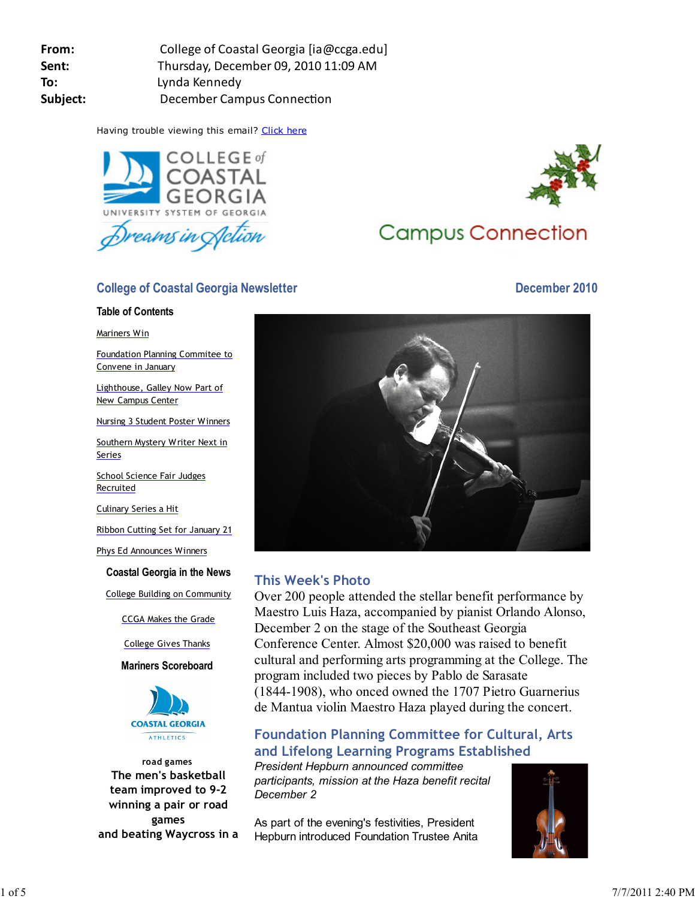**From:** College of Coastal Georgia [ia@ccga.edu]
**Sent:** Thursday, December 09, 2010 11:09 AM
**To:** Lynda Kennedy
**Subject:** December Campus Connection

Having trouble viewing this email? Click here

COLLEGE of COASTAL GEORGIA
UNIVERSITY SYSTEM OF GEORGIA
Dreams in Action

Campus Connection

## College of Coastal Georgia Newsletter

December 2010

### Table of Contents

- Mariners Win
- Foundation Planning Commitee to Convene in January
- Lighthouse, Galley Now Part of New Campus Center
- Nursing 3 Student Poster Winners
- Southern Mystery Writer Next in Series
- School Science Fair Judges Recruited
- Culinary Series a Hit
- Ribbon Cutting Set for January 21
- Phys Ed Announces Winners

### Coastal Georgia in the News

- College Building on Community
- CCGA Makes the Grade
- College Gives Thanks

### Mariners Scoreboard

COASTAL GEORGIA ATHLETICS

road games

**The men's basketball team improved to 9-2 winning a pair or road games and beating Waycross in a**

## This Week's Photo

Over 200 people attended the stellar benefit performance by Maestro Luis Haza, accompanied by pianist Orlando Alonso, December 2 on the stage of the Southeast Georgia Conference Center. Almost $20,000 was raised to benefit cultural and performing arts programming at the College. The program included two pieces by Pablo de Sarasate (1844-1908), who onced owned the 1707 Pietro Guarnerius de Mantua violin Maestro Haza played during the concert.

## Foundation Planning Committee for Cultural, Arts and Lifelong Learning Programs Established

*President Hepburn announced committee participants, mission at the Haza benefit recital December 2*

As part of the evening's festivities, President Hepburn introduced Foundation Trustee Anita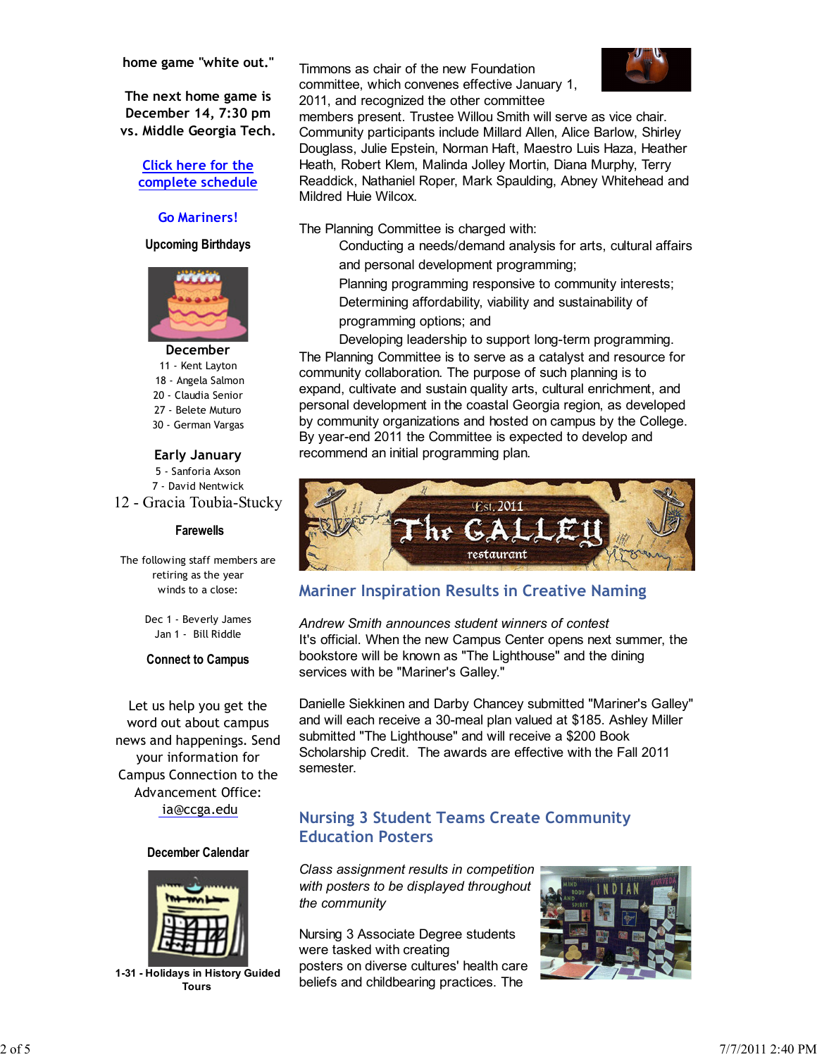home game "white out."

The next home game is December 14, 7:30 pm vs. Middle Georgia Tech.

Click here for the complete schedule

Go Mariners!

**Upcoming Birthdays**

**December**

11 - Kent Layton
18 - Angela Salmon
20 - Claudia Senior
27 - Belete Muturo
30 - German Vargas

**Early January**

5 - Sanforia Axson
7 - David Nentwick
12 - Gracia Toubia-Stucky

**Farewells**

The following staff members are retiring as the year winds to a close:

Dec 1 - Beverly James
Jan 1 - Bill Riddle

**Connect to Campus**

Let us help you get the word out about campus news and happenings. Send your information for Campus Connection to the Advancement Office: ia@ccga.edu

**December Calendar**

**1-31 - Holidays in History Guided Tours**

Timmons as chair of the new Foundation committee, which convenes effective January 1, 2011, and recognized the other committee members present. Trustee Willou Smith will serve as vice chair. Community participants include Millard Allen, Alice Barlow, Shirley Douglass, Julie Epstein, Norman Haft, Maestro Luis Haza, Heather Heath, Robert Klem, Malinda Jolley Mortin, Diana Murphy, Terry Readdick, Nathaniel Roper, Mark Spaulding, Abney Whitehead and Mildred Huie Wilcox.

The Planning Committee is charged with:

- Conducting a needs/demand analysis for arts, cultural affairs and personal development programming;
- Planning programming responsive to community interests;
- Determining affordability, viability and sustainability of programming options; and
- Developing leadership to support long-term programming.

The Planning Committee is to serve as a catalyst and resource for community collaboration. The purpose of such planning is to expand, cultivate and sustain quality arts, cultural enrichment, and personal development in the coastal Georgia region, as developed by community organizations and hosted on campus by the College. By year-end 2011 the Committee is expected to develop and recommend an initial programming plan.

## Mariner Inspiration Results in Creative Naming

*Andrew Smith announces student winners of contest*

It's official. When the new Campus Center opens next summer, the bookstore will be known as "The Lighthouse" and the dining services with be "Mariner's Galley."

Danielle Siekkinen and Darby Chancey submitted "Mariner's Galley" and will each receive a 30-meal plan valued at $185. Ashley Miller submitted "The Lighthouse" and will receive a $200 Book Scholarship Credit. The awards are effective with the Fall 2011 semester.

## Nursing 3 Student Teams Create Community Education Posters

*Class assignment results in competition with posters to be displayed throughout the community*

Nursing 3 Associate Degree students were tasked with creating posters on diverse cultures' health care beliefs and childbearing practices. The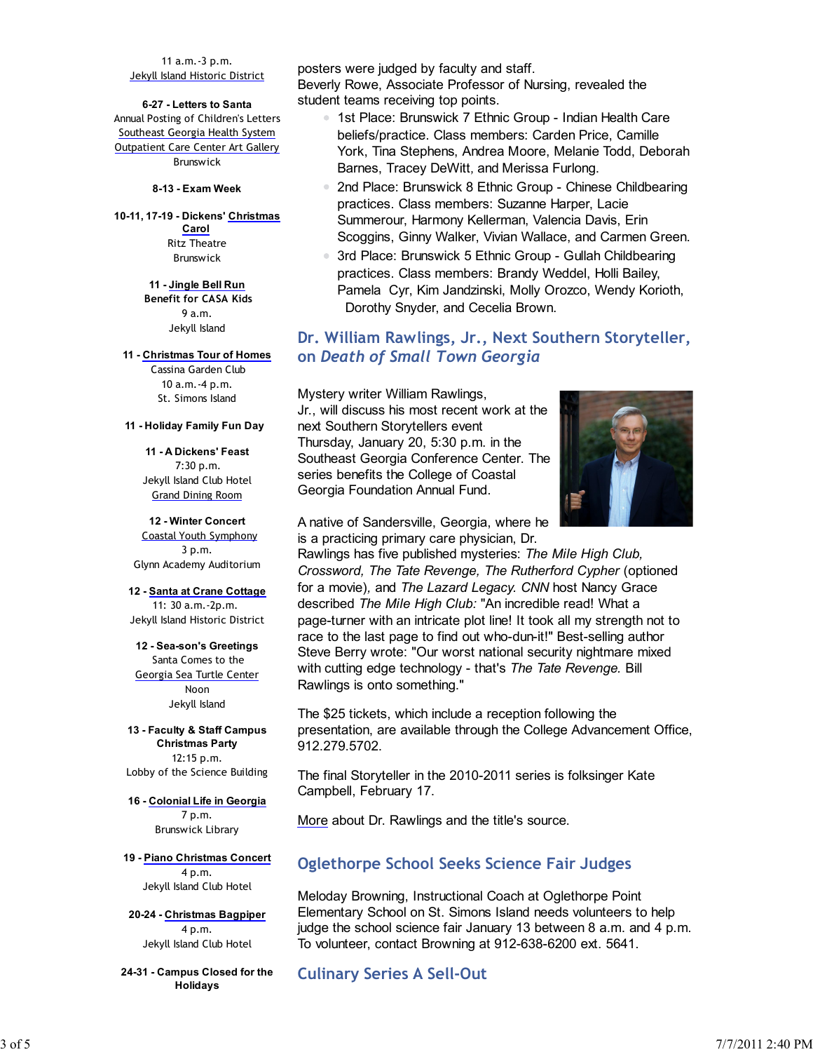11 a.m.-3 p.m.
Jekyll Island Historic District

**6-27 - Letters to Santa**
Annual Posting of Children's Letters
Southeast Georgia Health System
Outpatient Care Center Art Gallery
Brunswick

**8-13 - Exam Week**

**10-11, 17-19 - Dickens' Christmas Carol**
Ritz Theatre
Brunswick

**11 - Jingle Bell Run**
**Benefit for CASA Kids**
9 a.m.
Jekyll Island

**11 - Christmas Tour of Homes**
Cassina Garden Club
10 a.m.-4 p.m.
St. Simons Island

**11 - Holiday Family Fun Day**

**11 - A Dickens' Feast**
7:30 p.m.
Jekyll Island Club Hotel
Grand Dining Room

**12 - Winter Concert**
Coastal Youth Symphony
3 p.m.
Glynn Academy Auditorium

**12 - Santa at Crane Cottage**
11: 30 a.m.-2p.m.
Jekyll Island Historic District

**12 - Sea-son's Greetings**
Santa Comes to the
Georgia Sea Turtle Center
Noon
Jekyll Island

**13 - Faculty & Staff Campus Christmas Party**
12:15 p.m.
Lobby of the Science Building

**16 - Colonial Life in Georgia**
7 p.m.
Brunswick Library

**19 - Piano Christmas Concert**
4 p.m.
Jekyll Island Club Hotel

**20-24 - Christmas Bagpiper**
4 p.m.
Jekyll Island Club Hotel

**24-31 - Campus Closed for the Holidays**

posters were judged by faculty and staff.
Beverly Rowe, Associate Professor of Nursing, revealed the student teams receiving top points.

- 1st Place: Brunswick 7 Ethnic Group - Indian Health Care beliefs/practice. Class members: Carden Price, Camille York, Tina Stephens, Andrea Moore, Melanie Todd, Deborah Barnes, Tracey DeWitt, and Merissa Furlong.
- 2nd Place: Brunswick 8 Ethnic Group - Chinese Childbearing practices. Class members: Suzanne Harper, Lacie Summerour, Harmony Kellerman, Valencia Davis, Erin Scoggins, Ginny Walker, Vivian Wallace, and Carmen Green.
- 3rd Place: Brunswick 5 Ethnic Group - Gullah Childbearing practices. Class members: Brandy Weddel, Holli Bailey, Pamela Cyr, Kim Jandzinski, Molly Orozco, Wendy Korioth, Dorothy Snyder, and Cecelia Brown.

## Dr. William Rawlings, Jr., Next Southern Storyteller, on *Death of Small Town Georgia*

Mystery writer William Rawlings, Jr., will discuss his most recent work at the next Southern Storytellers event Thursday, January 20, 5:30 p.m. in the Southeast Georgia Conference Center. The series benefits the College of Coastal Georgia Foundation Annual Fund.

A native of Sandersville, Georgia, where he is a practicing primary care physician, Dr. Rawlings has five published mysteries: *The Mile High Club, Crossword, The Tate Revenge, The Rutherford Cypher* (optioned for a movie), and *The Lazard Legacy. CNN* host Nancy Grace described *The Mile High Club:* "An incredible read! What a page-turner with an intricate plot line! It took all my strength not to race to the last page to find out who-dun-it!" Best-selling author Steve Berry wrote: "Our worst national security nightmare mixed with cutting edge technology - that's *The Tate Revenge*. Bill Rawlings is onto something."

The $25 tickets, which include a reception following the presentation, are available through the College Advancement Office, 912.279.5702.

The final Storyteller in the 2010-2011 series is folksinger Kate Campbell, February 17.

More about Dr. Rawlings and the title's source.

## Oglethorpe School Seeks Science Fair Judges

Meloday Browning, Instructional Coach at Oglethorpe Point Elementary School on St. Simons Island needs volunteers to help judge the school science fair January 13 between 8 a.m. and 4 p.m. To volunteer, contact Browning at 912-638-6200 ext. 5641.

## Culinary Series A Sell-Out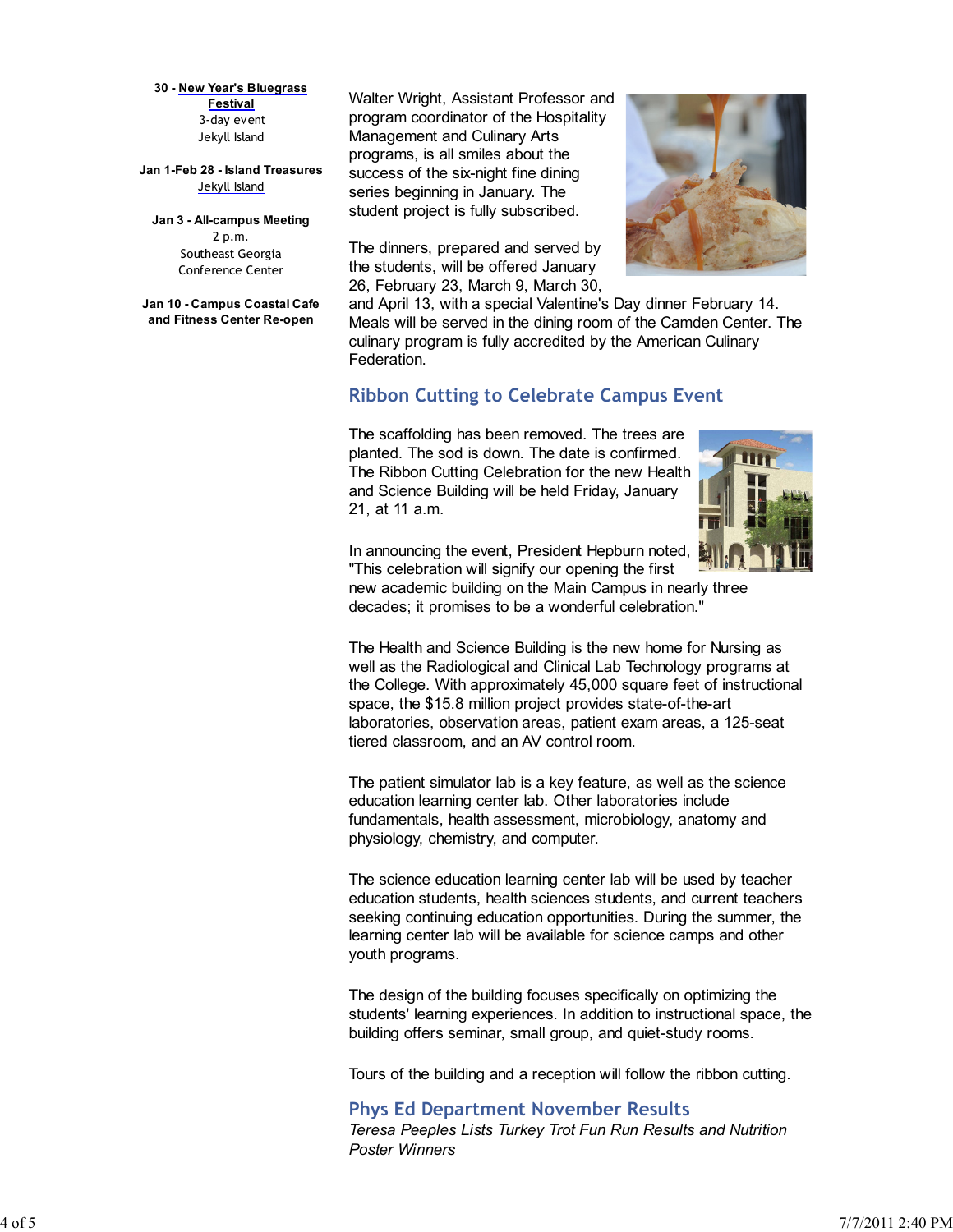**30 - New Year's Bluegrass Festival**
3-day event
Jekyll Island

**Jan 1-Feb 28 - Island Treasures**
Jekyll Island

**Jan 3 - All-campus Meeting**
2 p.m.
Southeast Georgia
Conference Center

**Jan 10 - Campus Coastal Cafe and Fitness Center Re-open**

Walter Wright, Assistant Professor and program coordinator of the Hospitality Management and Culinary Arts programs, is all smiles about the success of the six-night fine dining series beginning in January. The student project is fully subscribed.

The dinners, prepared and served by the students, will be offered January 26, February 23, March 9, March 30, and April 13, with a special Valentine's Day dinner February 14. Meals will be served in the dining room of the Camden Center. The culinary program is fully accredited by the American Culinary Federation.

## Ribbon Cutting to Celebrate Campus Event

The scaffolding has been removed. The trees are planted. The sod is down. The date is confirmed. The Ribbon Cutting Celebration for the new Health and Science Building will be held Friday, January 21, at 11 a.m.

In announcing the event, President Hepburn noted, "This celebration will signify our opening the first new academic building on the Main Campus in nearly three decades; it promises to be a wonderful celebration."

The Health and Science Building is the new home for Nursing as well as the Radiological and Clinical Lab Technology programs at the College. With approximately 45,000 square feet of instructional space, the $15.8 million project provides state-of-the-art laboratories, observation areas, patient exam areas, a 125-seat tiered classroom, and an AV control room.

The patient simulator lab is a key feature, as well as the science education learning center lab. Other laboratories include fundamentals, health assessment, microbiology, anatomy and physiology, chemistry, and computer.

The science education learning center lab will be used by teacher education students, health sciences students, and current teachers seeking continuing education opportunities. During the summer, the learning center lab will be available for science camps and other youth programs.

The design of the building focuses specifically on optimizing the students' learning experiences. In addition to instructional space, the building offers seminar, small group, and quiet-study rooms.

Tours of the building and a reception will follow the ribbon cutting.

## Phys Ed Department November Results

*Teresa Peeples Lists Turkey Trot Fun Run Results and Nutrition Poster Winners*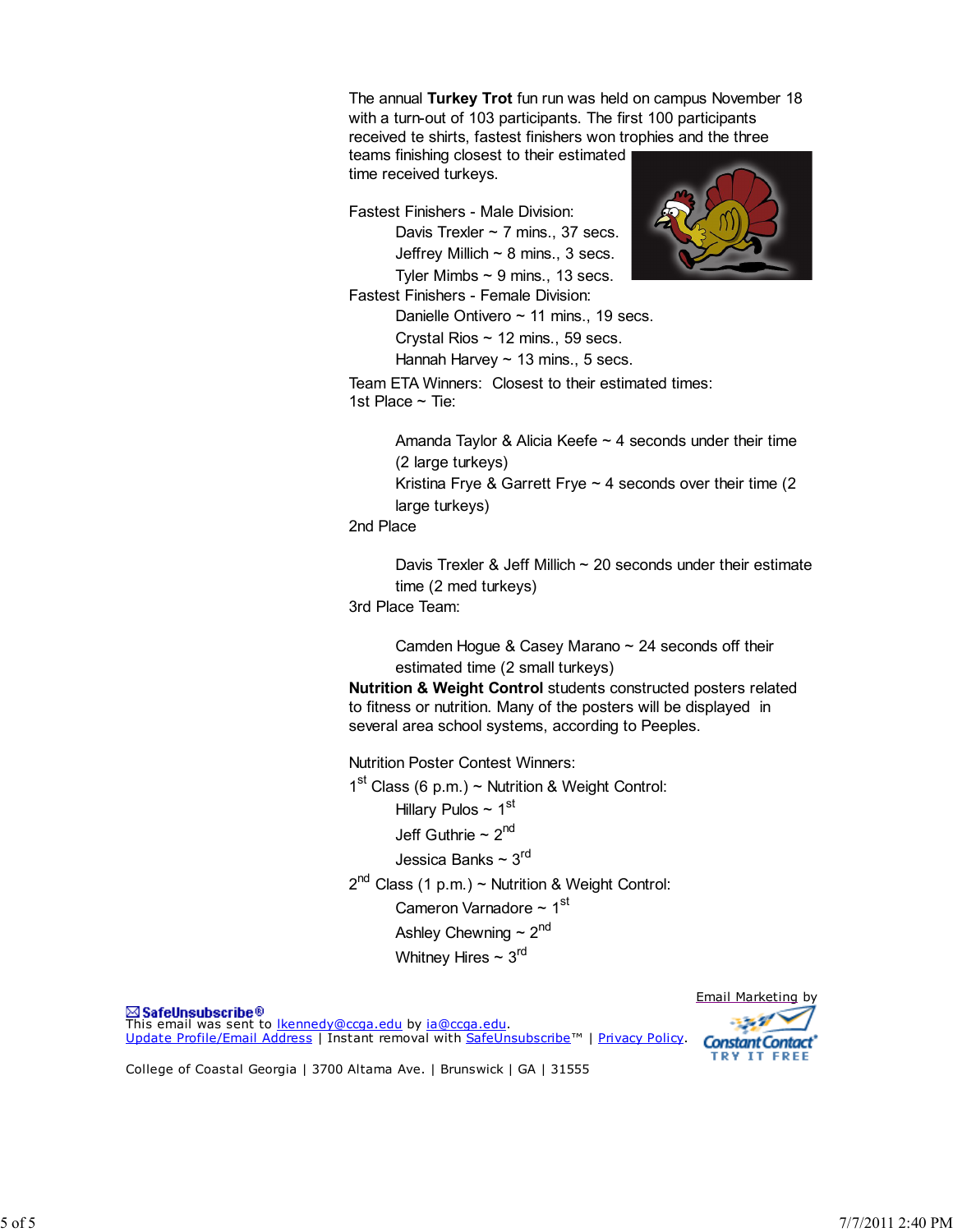The annual **Turkey Trot** fun run was held on campus November 18 with a turn-out of 103 participants. The first 100 participants received te shirts, fastest finishers won trophies and the three teams finishing closest to their estimated time received turkeys.

Fastest Finishers - Male Division:

- Davis Trexler ~ 7 mins., 37 secs.
- Jeffrey Millich ~ 8 mins., 3 secs.
- Tyler Mimbs ~ 9 mins., 13 secs.

Fastest Finishers - Female Division:

- Danielle Ontivero ~ 11 mins., 19 secs.
- Crystal Rios ~ 12 mins., 59 secs.
- Hannah Harvey ~ 13 mins., 5 secs.

Team ETA Winners: Closest to their estimated times:

1st Place ~ Tie:

- Amanda Taylor & Alicia Keefe ~ 4 seconds under their time (2 large turkeys)
- Kristina Frye & Garrett Frye ~ 4 seconds over their time (2 large turkeys)

2nd Place

- Davis Trexler & Jeff Millich ~ 20 seconds under their estimate time (2 med turkeys)

3rd Place Team:

- Camden Hogue & Casey Marano ~ 24 seconds off their estimated time (2 small turkeys)

**Nutrition & Weight Control** students constructed posters related to fitness or nutrition. Many of the posters will be displayed in several area school systems, according to Peeples.

Nutrition Poster Contest Winners:

1st Class (6 p.m.) ~ Nutrition & Weight Control:

- Hillary Pulos ~ 1st
- Jeff Guthrie ~ 2nd
- Jessica Banks ~ 3rd

2nd Class (1 p.m.) ~ Nutrition & Weight Control:

- Cameron Varnadore ~ 1st
- Ashley Chewning ~ 2nd
- Whitney Hires ~ 3rd

SafeUnsubscribe®
This email was sent to lkennedy@ccga.edu by ia@ccga.edu.
Update Profile/Email Address | Instant removal with SafeUnsubscribe™ | Privacy Policy.

Email Marketing by Constant Contact® TRY IT FREE

College of Coastal Georgia | 3700 Altama Ave. | Brunswick | GA | 31555